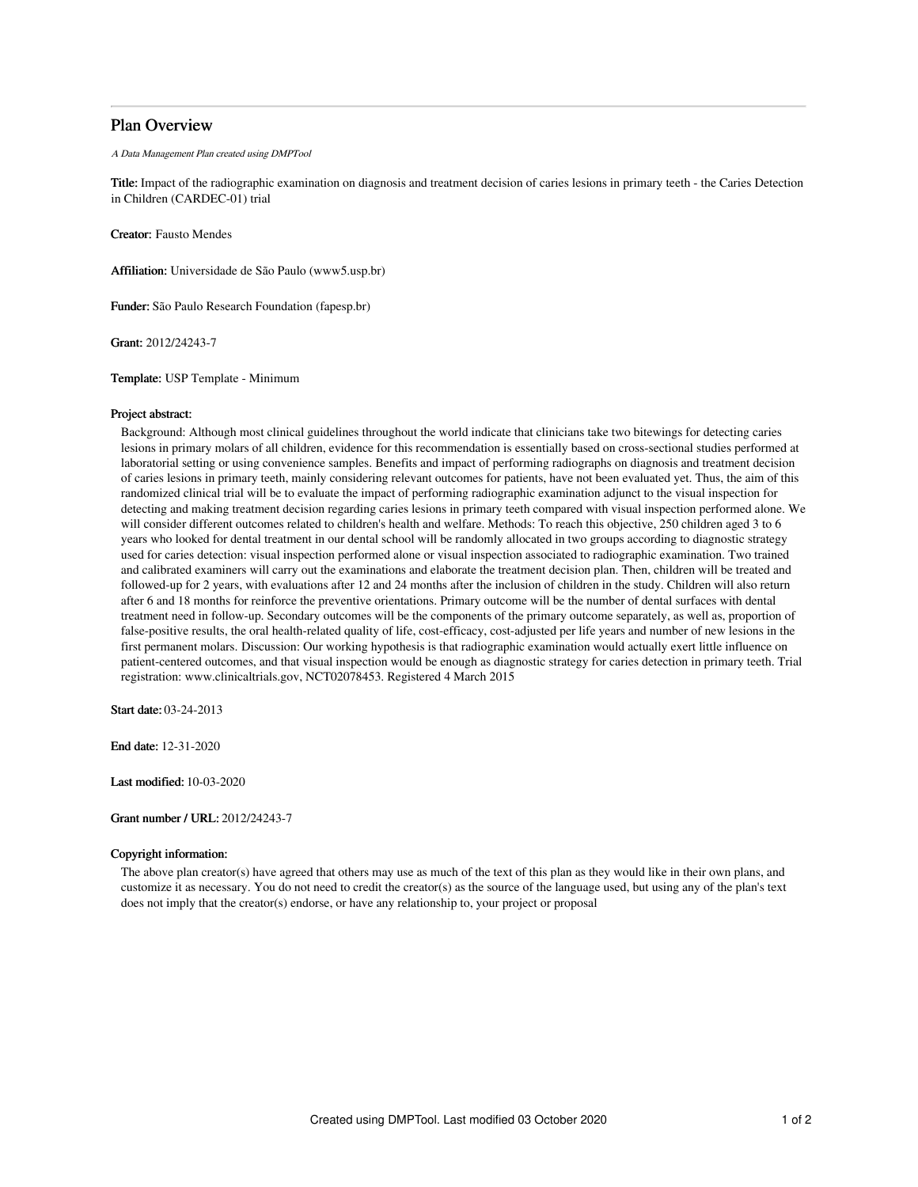# Plan Overview

*A Data Management Plan created using DMPTool*

**Title:** Impact of the radiographic examination on diagnosis and treatment decision of caries lesions in primary teeth - the Caries Detection in Children (CARDEC-01) trial

**Creator:** Fausto Mendes

**Affiliation:** Universidade de São Paulo (www5.usp.br)

**Funder:** São Paulo Research Foundation (fapesp.br)

**Grant:** 2012/24243-7

**Template:** USP Template - Minimum

**Project abstract:**

Background: Although most clinical guidelines throughout the world indicate that clinicians take two bitewings for detecting caries lesions in primary molars of all children, evidence for this recommendation is essentially based on cross-sectional studies performed at laboratorial setting or using convenience samples. Benefits and impact of performing radiographs on diagnosis and treatment decision of caries lesions in primary teeth, mainly considering relevant outcomes for patients, have not been evaluated yet. Thus, the aim of this randomized clinical trial will be to evaluate the impact of performing radiographic examination adjunct to the visual inspection for detecting and making treatment decision regarding caries lesions in primary teeth compared with visual inspection performed alone. We will consider different outcomes related to children's health and welfare. Methods: To reach this objective, 250 children aged 3 to 6 years who looked for dental treatment in our dental school will be randomly allocated in two groups according to diagnostic strategy used for caries detection: visual inspection performed alone or visual inspection associated to radiographic examination. Two trained and calibrated examiners will carry out the examinations and elaborate the treatment decision plan. Then, children will be treated and followed-up for 2 years, with evaluations after 12 and 24 months after the inclusion of children in the study. Children will also return after 6 and 18 months for reinforce the preventive orientations. Primary outcome will be the number of dental surfaces with dental treatment need in follow-up. Secondary outcomes will be the components of the primary outcome separately, as well as, proportion of false-positive results, the oral health-related quality of life, cost-efficacy, cost-adjusted per life years and number of new lesions in the first permanent molars. Discussion: Our working hypothesis is that radiographic examination would actually exert little influence on patient-centered outcomes, and that visual inspection would be enough as diagnostic strategy for caries detection in primary teeth. Trial registration: www.clinicaltrials.gov, NCT02078453. Registered 4 March 2015

**Start date:** 03-24-2013

**End date:** 12-31-2020

**Last modified:** 10-03-2020

**Grant number / URL:** 2012/24243-7

**Copyright information:**

The above plan creator(s) have agreed that others may use as much of the text of this plan as they would like in their own plans, and customize it as necessary. You do not need to credit the creator(s) as the source of the language used, but using any of the plan's text does not imply that the creator(s) endorse, or have any relationship to, your project or proposal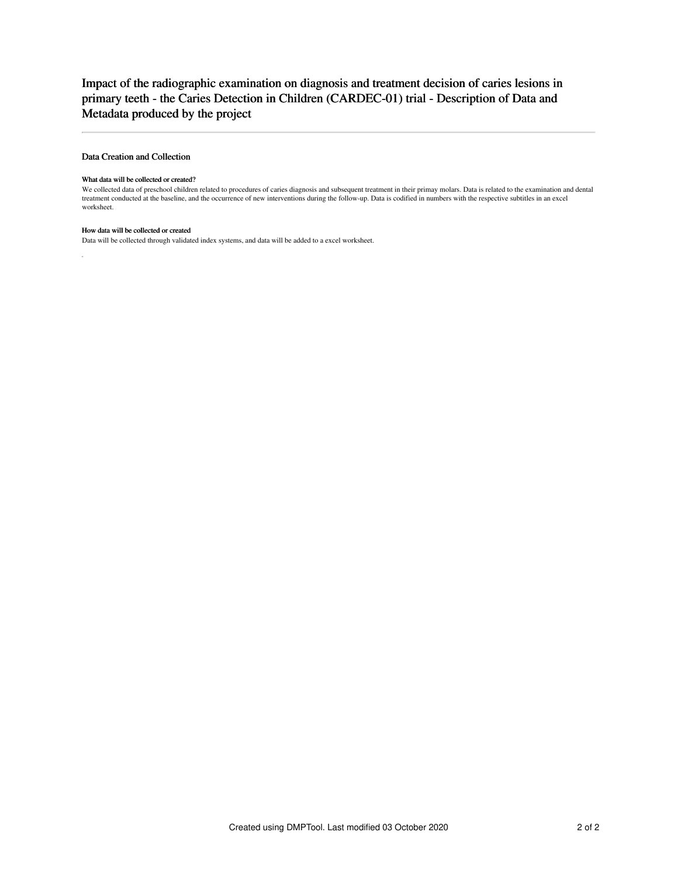# Impact of the radiographic examination on diagnosis and treatment decision of caries lesions in primary teeth - the Caries Detection in Children (CARDEC-01) trial - Description of Data and Metadata produced by the project

## Data Creation and Collection

### What data will be collected or created?

We collected data of preschool children related to procedures of caries diagnosis and subsequent treatment in their primay molars. Data is related to the examination and dental treatment conducted at the baseline, and the occurrence of new interventions during the follow-up. Data is codified in numbers with the respective subtitles in an excel worksheet.

### How data will be collected or created

Data will be collected through validated index systems, and data will be added to a excel worksheet.